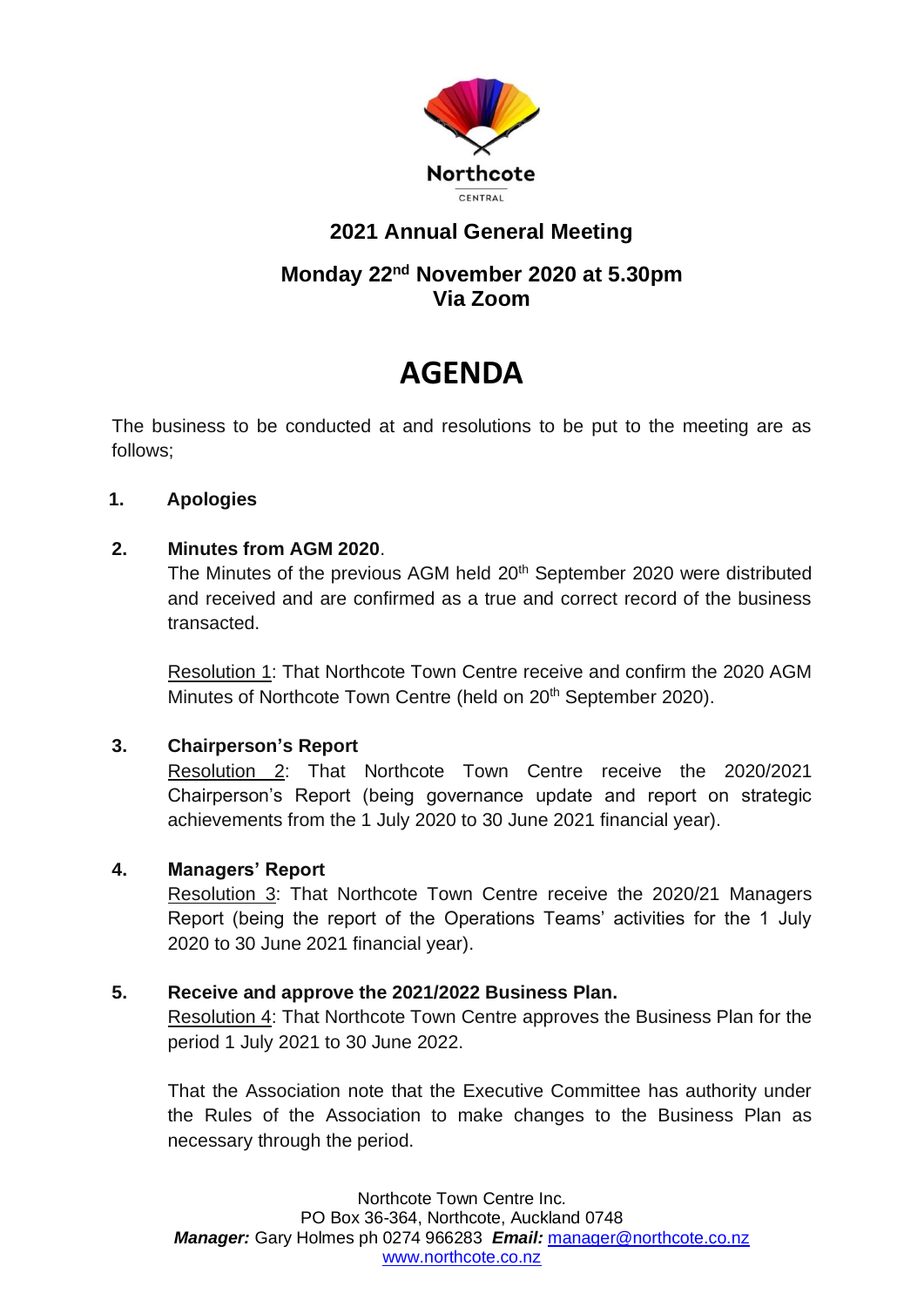Northcote
CENTRAL

## 2021 Annual General Meeting

### Monday 22nd November 2020 at 5.30pm
### Via Zoom

# AGENDA

The business to be conducted at and resolutions to be put to the meeting are as follows;

1. **Apologies**

2. **Minutes from AGM 2020**.
   The Minutes of the previous AGM held 20th September 2020 were distributed and received and are confirmed as a true and correct record of the business transacted.

   Resolution 1: That Northcote Town Centre receive and confirm the 2020 AGM Minutes of Northcote Town Centre (held on 20th September 2020).

3. **Chairperson's Report**
   Resolution 2: That Northcote Town Centre receive the 2020/2021 Chairperson's Report (being governance update and report on strategic achievements from the 1 July 2020 to 30 June 2021 financial year).

4. **Managers' Report**
   Resolution 3: That Northcote Town Centre receive the 2020/21 Managers Report (being the report of the Operations Teams' activities for the 1 July 2020 to 30 June 2021 financial year).

5. **Receive and approve the 2021/2022 Business Plan.**
   Resolution 4: That Northcote Town Centre approves the Business Plan for the period 1 July 2021 to 30 June 2022.

   That the Association note that the Executive Committee has authority under the Rules of the Association to make changes to the Business Plan as necessary through the period.

Northcote Town Centre Inc.
PO Box 36-364, Northcote, Auckland 0748
***Manager:*** Gary Holmes ph 0274 966283 ***Email:*** manager@northcote.co.nz
www.northcote.co.nz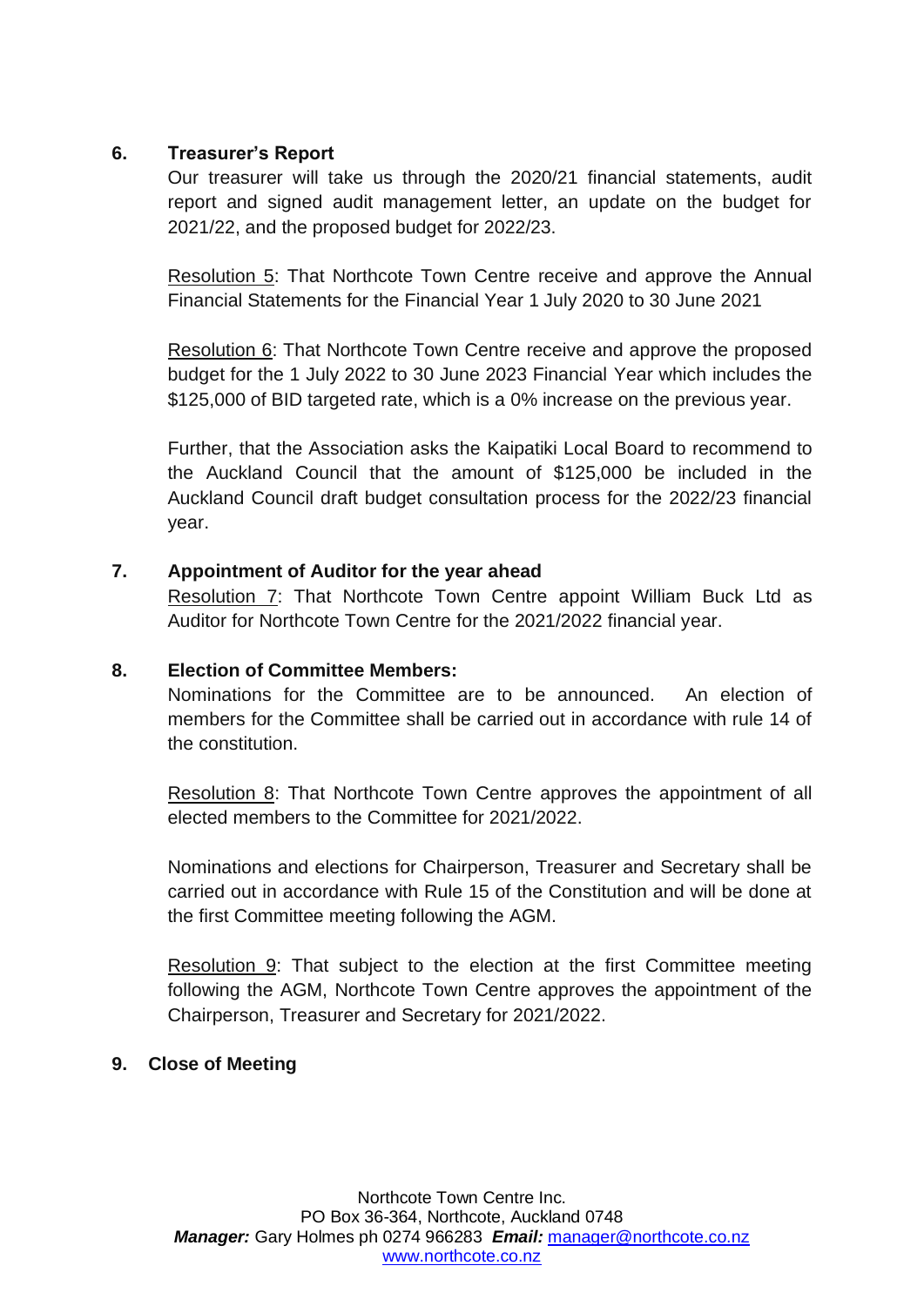## 6. Treasurer's Report

Our treasurer will take us through the 2020/21 financial statements, audit report and signed audit management letter, an update on the budget for 2021/22, and the proposed budget for 2022/23.

Resolution 5: That Northcote Town Centre receive and approve the Annual Financial Statements for the Financial Year 1 July 2020 to 30 June 2021

Resolution 6: That Northcote Town Centre receive and approve the proposed budget for the 1 July 2022 to 30 June 2023 Financial Year which includes the $125,000 of BID targeted rate, which is a 0% increase on the previous year.

Further, that the Association asks the Kaipatiki Local Board to recommend to the Auckland Council that the amount of $125,000 be included in the Auckland Council draft budget consultation process for the 2022/23 financial year.

## 7. Appointment of Auditor for the year ahead

Resolution 7: That Northcote Town Centre appoint William Buck Ltd as Auditor for Northcote Town Centre for the 2021/2022 financial year.

## 8. Election of Committee Members:

Nominations for the Committee are to be announced. An election of members for the Committee shall be carried out in accordance with rule 14 of the constitution.

Resolution 8: That Northcote Town Centre approves the appointment of all elected members to the Committee for 2021/2022.

Nominations and elections for Chairperson, Treasurer and Secretary shall be carried out in accordance with Rule 15 of the Constitution and will be done at the first Committee meeting following the AGM.

Resolution 9: That subject to the election at the first Committee meeting following the AGM, Northcote Town Centre approves the appointment of the Chairperson, Treasurer and Secretary for 2021/2022.

## 9. Close of Meeting

Northcote Town Centre Inc.
PO Box 36-364, Northcote, Auckland 0748
***Manager:*** Gary Holmes ph 0274 966283 ***Email:*** manager@northcote.co.nz
www.northcote.co.nz